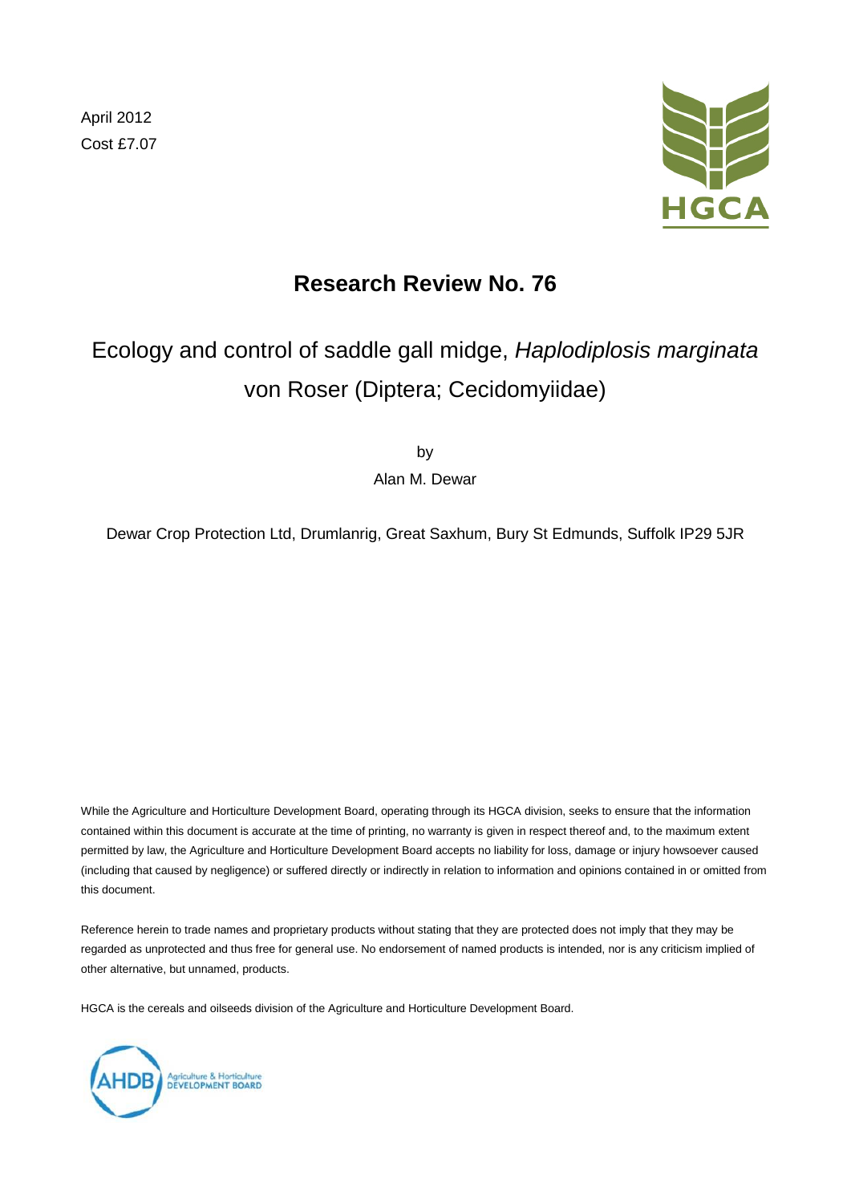April 2012

Cost £7.07

# Research Review No. 76

## Ecology and control of saddle gall midge, *Haplodiplosis marginata* von Roser (Diptera; Cecidomyiidae)

by

Alan M. Dewar

Dewar Crop Protection Ltd, Drumlanrig, Great Saxhum, Bury St Edmunds, Suffolk IP29 5JR

While the Agriculture and Horticulture Development Board, operating through its HGCA division, seeks to ensure that the information contained within this document is accurate at the time of printing, no warranty is given in respect thereof and, to the maximum extent permitted by law, the Agriculture and Horticulture Development Board accepts no liability for loss, damage or injury howsoever caused (including that caused by negligence) or suffered directly or indirectly in relation to information and opinions contained in or omitted from this document.

Reference herein to trade names and proprietary products without stating that they are protected does not imply that they may be regarded as unprotected and thus free for general use. No endorsement of named products is intended, nor is any criticism implied of other alternative, but unnamed, products.

HGCA is the cereals and oilseeds division of the Agriculture and Horticulture Development Board.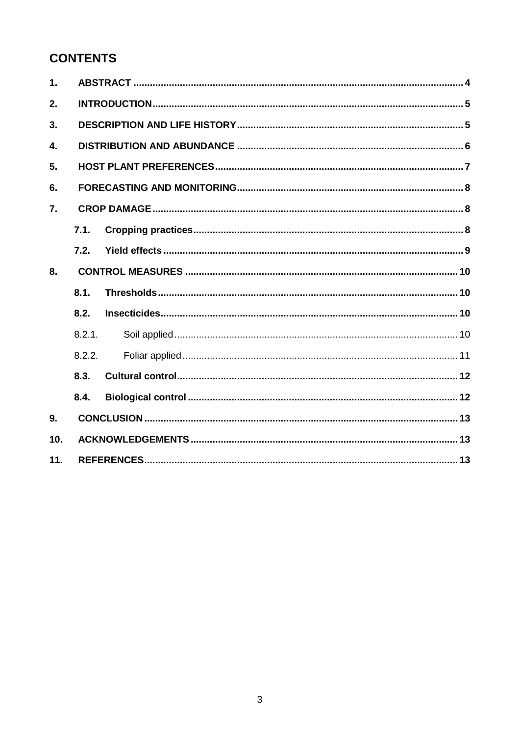# CONTENTS

1. **ABSTRACT** ... 4
2. **INTRODUCTION** ... 5
3. **DESCRIPTION AND LIFE HISTORY** ... 5
4. **DISTRIBUTION AND ABUNDANCE** ... 6
5. **HOST PLANT PREFERENCES** ... 7
6. **FORECASTING AND MONITORING** ... 8
7. **CROP DAMAGE** ... 8
   - **7.1. Cropping practices** ... 8
   - **7.2. Yield effects** ... 9
8. **CONTROL MEASURES** ... 10
   - **8.1. Thresholds** ... 10
   - **8.2. Insecticides** ... 10
     - 8.2.1. Soil applied ... 10
     - 8.2.2. Foliar applied ... 11
   - **8.3. Cultural control** ... 12
   - **8.4. Biological control** ... 12
9. **CONCLUSION** ... 13
10. **ACKNOWLEDGEMENTS** ... 13
11. **REFERENCES** ... 13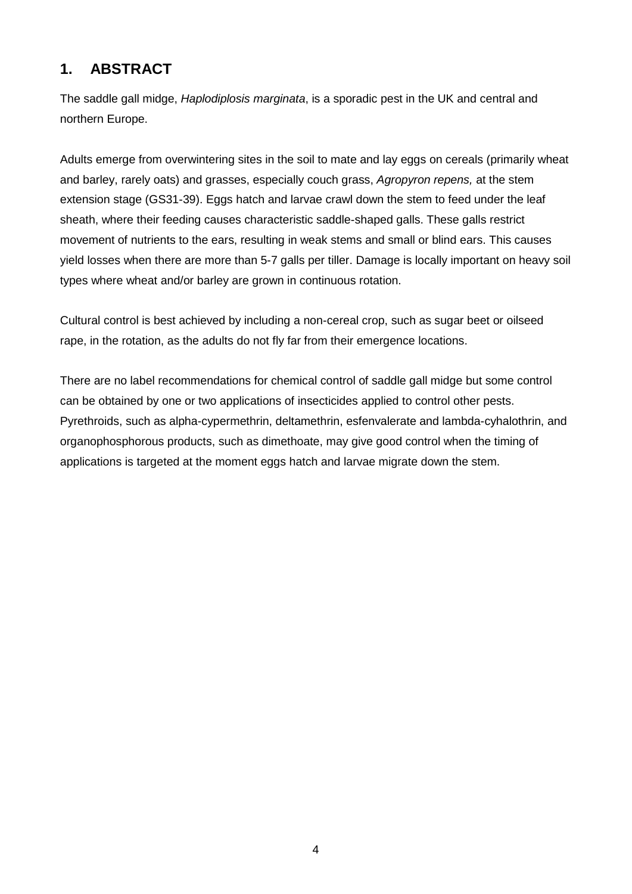## 1. ABSTRACT

The saddle gall midge, *Haplodiplosis marginata*, is a sporadic pest in the UK and central and northern Europe.

Adults emerge from overwintering sites in the soil to mate and lay eggs on cereals (primarily wheat and barley, rarely oats) and grasses, especially couch grass, *Agropyron repens,* at the stem extension stage (GS31-39). Eggs hatch and larvae crawl down the stem to feed under the leaf sheath, where their feeding causes characteristic saddle-shaped galls. These galls restrict movement of nutrients to the ears, resulting in weak stems and small or blind ears. This causes yield losses when there are more than 5-7 galls per tiller. Damage is locally important on heavy soil types where wheat and/or barley are grown in continuous rotation.

Cultural control is best achieved by including a non-cereal crop, such as sugar beet or oilseed rape, in the rotation, as the adults do not fly far from their emergence locations.

There are no label recommendations for chemical control of saddle gall midge but some control can be obtained by one or two applications of insecticides applied to control other pests. Pyrethroids, such as alpha-cypermethrin, deltamethrin, esfenvalerate and lambda-cyhalothrin, and organophosphorous products, such as dimethoate, may give good control when the timing of applications is targeted at the moment eggs hatch and larvae migrate down the stem.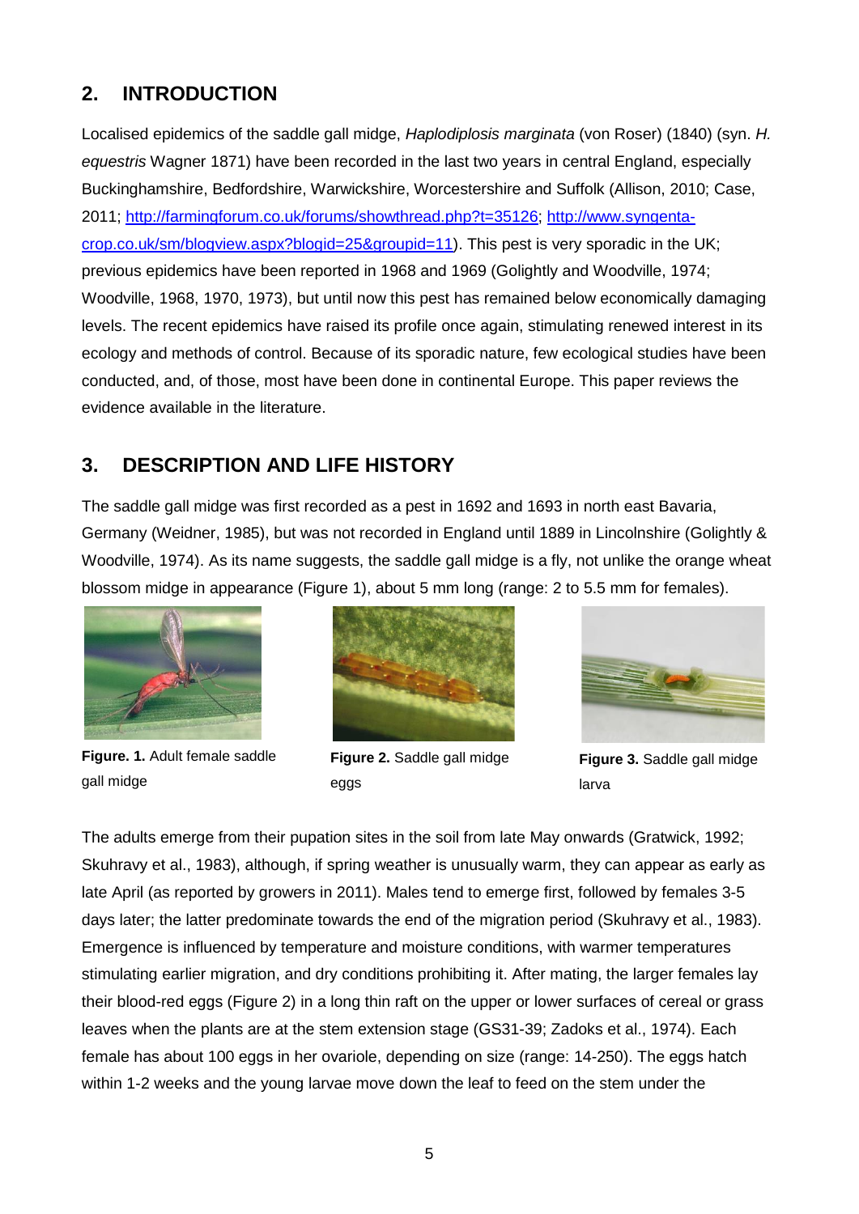## 2. INTRODUCTION

Localised epidemics of the saddle gall midge, *Haplodiplosis marginata* (von Roser) (1840) (syn. *H. equestris* Wagner 1871) have been recorded in the last two years in central England, especially Buckinghamshire, Bedfordshire, Warwickshire, Worcestershire and Suffolk (Allison, 2010; Case, 2011; http://farmingforum.co.uk/forums/showthread.php?t=35126; http://www.syngenta-crop.co.uk/sm/blogview.aspx?blogid=25&groupid=11). This pest is very sporadic in the UK; previous epidemics have been reported in 1968 and 1969 (Golightly and Woodville, 1974; Woodville, 1968, 1970, 1973), but until now this pest has remained below economically damaging levels. The recent epidemics have raised its profile once again, stimulating renewed interest in its ecology and methods of control. Because of its sporadic nature, few ecological studies have been conducted, and, of those, most have been done in continental Europe. This paper reviews the evidence available in the literature.

## 3. DESCRIPTION AND LIFE HISTORY

The saddle gall midge was first recorded as a pest in 1692 and 1693 in north east Bavaria, Germany (Weidner, 1985), but was not recorded in England until 1889 in Lincolnshire (Golightly & Woodville, 1974). As its name suggests, the saddle gall midge is a fly, not unlike the orange wheat blossom midge in appearance (Figure 1), about 5 mm long (range: 2 to 5.5 mm for females).

**Figure. 1.** Adult female saddle gall midge

**Figure 2.** Saddle gall midge eggs

**Figure 3.** Saddle gall midge larva

The adults emerge from their pupation sites in the soil from late May onwards (Gratwick, 1992; Skuhravy et al., 1983), although, if spring weather is unusually warm, they can appear as early as late April (as reported by growers in 2011). Males tend to emerge first, followed by females 3-5 days later; the latter predominate towards the end of the migration period (Skuhravy et al., 1983). Emergence is influenced by temperature and moisture conditions, with warmer temperatures stimulating earlier migration, and dry conditions prohibiting it. After mating, the larger females lay their blood-red eggs (Figure 2) in a long thin raft on the upper or lower surfaces of cereal or grass leaves when the plants are at the stem extension stage (GS31-39; Zadoks et al., 1974). Each female has about 100 eggs in her ovariole, depending on size (range: 14-250). The eggs hatch within 1-2 weeks and the young larvae move down the leaf to feed on the stem under the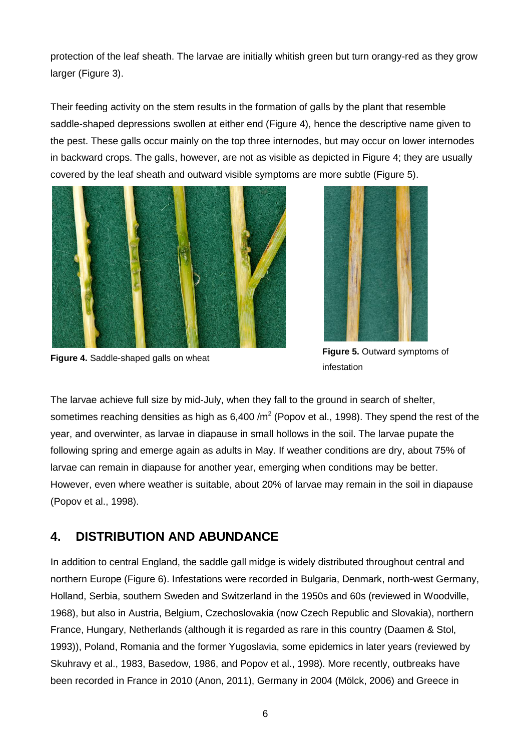protection of the leaf sheath. The larvae are initially whitish green but turn orangy-red as they grow larger (Figure 3).

Their feeding activity on the stem results in the formation of galls by the plant that resemble saddle-shaped depressions swollen at either end (Figure 4), hence the descriptive name given to the pest. These galls occur mainly on the top three internodes, but may occur on lower internodes in backward crops. The galls, however, are not as visible as depicted in Figure 4; they are usually covered by the leaf sheath and outward visible symptoms are more subtle (Figure 5).

**Figure 4.** Saddle-shaped galls on wheat

**Figure 5.** Outward symptoms of infestation

The larvae achieve full size by mid-July, when they fall to the ground in search of shelter, sometimes reaching densities as high as 6,400 /m$^2$ (Popov et al., 1998). They spend the rest of the year, and overwinter, as larvae in diapause in small hollows in the soil. The larvae pupate the following spring and emerge again as adults in May. If weather conditions are dry, about 75% of larvae can remain in diapause for another year, emerging when conditions may be better. However, even where weather is suitable, about 20% of larvae may remain in the soil in diapause (Popov et al., 1998).

## 4. DISTRIBUTION AND ABUNDANCE

In addition to central England, the saddle gall midge is widely distributed throughout central and northern Europe (Figure 6). Infestations were recorded in Bulgaria, Denmark, north-west Germany, Holland, Serbia, southern Sweden and Switzerland in the 1950s and 60s (reviewed in Woodville, 1968), but also in Austria, Belgium, Czechoslovakia (now Czech Republic and Slovakia), northern France, Hungary, Netherlands (although it is regarded as rare in this country (Daamen & Stol, 1993)), Poland, Romania and the former Yugoslavia, some epidemics in later years (reviewed by Skuhravy et al., 1983, Basedow, 1986, and Popov et al., 1998). More recently, outbreaks have been recorded in France in 2010 (Anon, 2011), Germany in 2004 (Mölck, 2006) and Greece in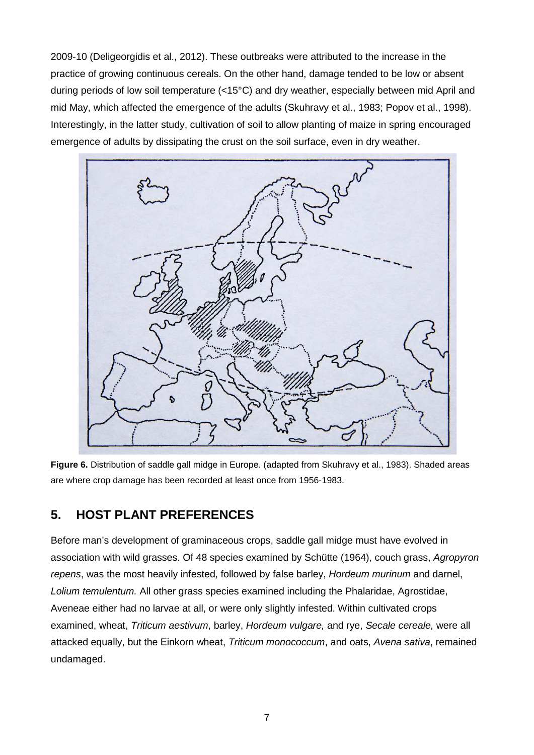2009-10 (Deligeorgidis et al., 2012). These outbreaks were attributed to the increase in the practice of growing continuous cereals. On the other hand, damage tended to be low or absent during periods of low soil temperature (<15°C) and dry weather, especially between mid April and mid May, which affected the emergence of the adults (Skuhravy et al., 1983; Popov et al., 1998). Interestingly, in the latter study, cultivation of soil to allow planting of maize in spring encouraged emergence of adults by dissipating the crust on the soil surface, even in dry weather.

**Figure 6.** Distribution of saddle gall midge in Europe. (adapted from Skuhravy et al., 1983). Shaded areas are where crop damage has been recorded at least once from 1956-1983.

## 5. HOST PLANT PREFERENCES

Before man's development of graminaceous crops, saddle gall midge must have evolved in association with wild grasses. Of 48 species examined by Schütte (1964), couch grass, *Agropyron repens*, was the most heavily infested, followed by false barley, *Hordeum murinum* and darnel, *Lolium temulentum.* All other grass species examined including the Phalaridae, Agrostidae, Aveneae either had no larvae at all, or were only slightly infested. Within cultivated crops examined, wheat, *Triticum aestivum*, barley, *Hordeum vulgare,* and rye, *Secale cereale,* were all attacked equally, but the Einkorn wheat, *Triticum monococcum*, and oats, *Avena sativa*, remained undamaged.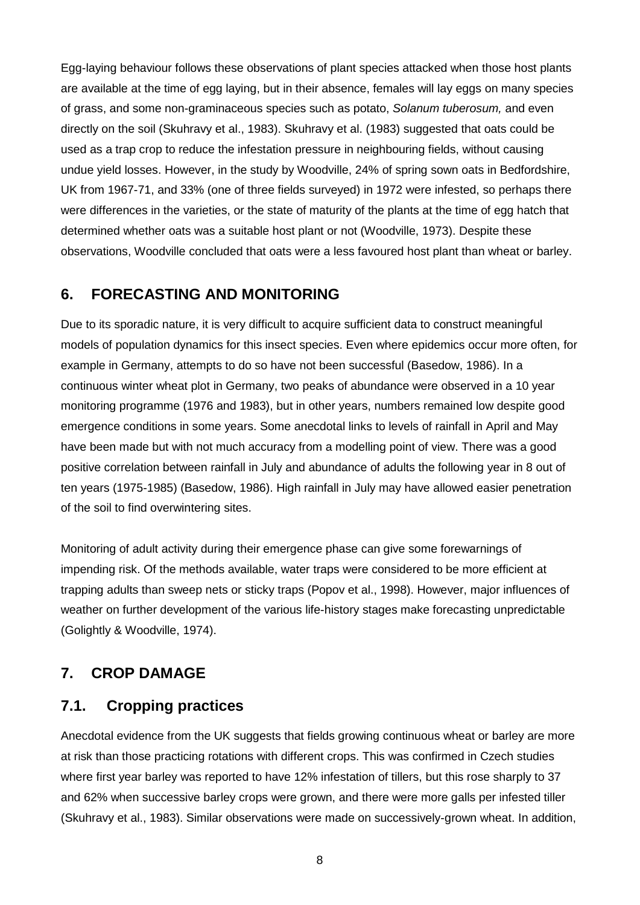Egg-laying behaviour follows these observations of plant species attacked when those host plants are available at the time of egg laying, but in their absence, females will lay eggs on many species of grass, and some non-graminaceous species such as potato, *Solanum tuberosum,* and even directly on the soil (Skuhravy et al., 1983). Skuhravy et al. (1983) suggested that oats could be used as a trap crop to reduce the infestation pressure in neighbouring fields, without causing undue yield losses. However, in the study by Woodville, 24% of spring sown oats in Bedfordshire, UK from 1967-71, and 33% (one of three fields surveyed) in 1972 were infested, so perhaps there were differences in the varieties, or the state of maturity of the plants at the time of egg hatch that determined whether oats was a suitable host plant or not (Woodville, 1973). Despite these observations, Woodville concluded that oats were a less favoured host plant than wheat or barley.

## 6. FORECASTING AND MONITORING

Due to its sporadic nature, it is very difficult to acquire sufficient data to construct meaningful models of population dynamics for this insect species. Even where epidemics occur more often, for example in Germany, attempts to do so have not been successful (Basedow, 1986). In a continuous winter wheat plot in Germany, two peaks of abundance were observed in a 10 year monitoring programme (1976 and 1983), but in other years, numbers remained low despite good emergence conditions in some years. Some anecdotal links to levels of rainfall in April and May have been made but with not much accuracy from a modelling point of view. There was a good positive correlation between rainfall in July and abundance of adults the following year in 8 out of ten years (1975-1985) (Basedow, 1986). High rainfall in July may have allowed easier penetration of the soil to find overwintering sites.

Monitoring of adult activity during their emergence phase can give some forewarnings of impending risk. Of the methods available, water traps were considered to be more efficient at trapping adults than sweep nets or sticky traps (Popov et al., 1998). However, major influences of weather on further development of the various life-history stages make forecasting unpredictable (Golightly & Woodville, 1974).

## 7. CROP DAMAGE

### 7.1. Cropping practices

Anecdotal evidence from the UK suggests that fields growing continuous wheat or barley are more at risk than those practicing rotations with different crops. This was confirmed in Czech studies where first year barley was reported to have 12% infestation of tillers, but this rose sharply to 37 and 62% when successive barley crops were grown, and there were more galls per infested tiller (Skuhravy et al., 1983). Similar observations were made on successively-grown wheat. In addition,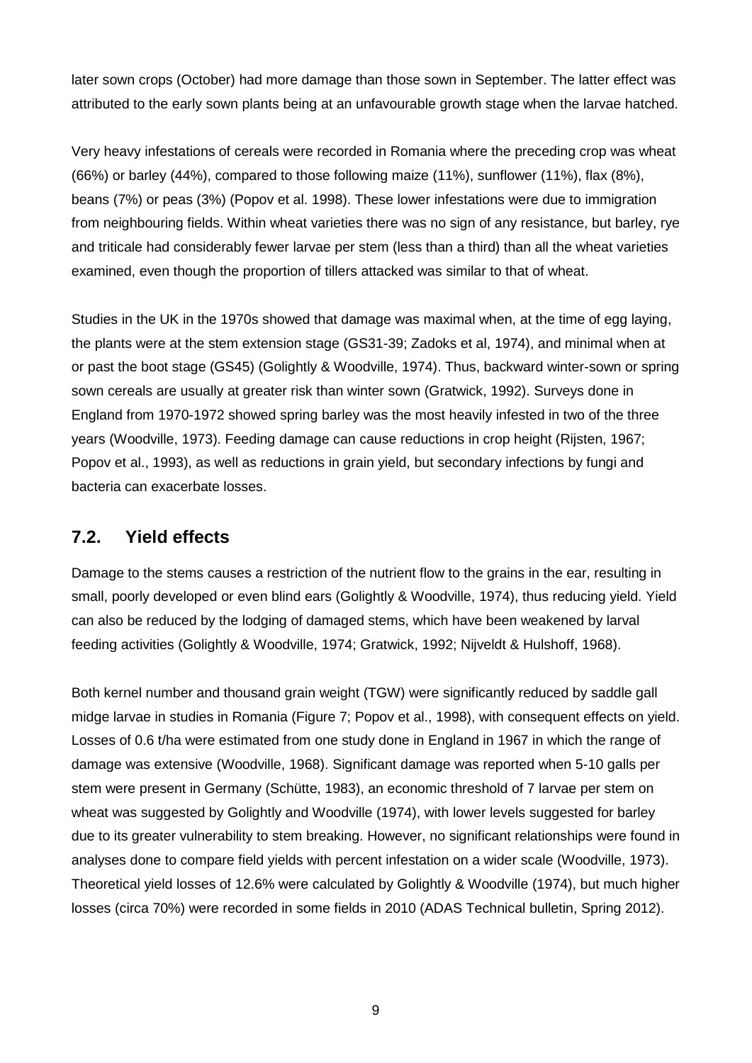later sown crops (October) had more damage than those sown in September. The latter effect was attributed to the early sown plants being at an unfavourable growth stage when the larvae hatched.

Very heavy infestations of cereals were recorded in Romania where the preceding crop was wheat (66%) or barley (44%), compared to those following maize (11%), sunflower (11%), flax (8%), beans (7%) or peas (3%) (Popov et al. 1998). These lower infestations were due to immigration from neighbouring fields. Within wheat varieties there was no sign of any resistance, but barley, rye and triticale had considerably fewer larvae per stem (less than a third) than all the wheat varieties examined, even though the proportion of tillers attacked was similar to that of wheat.

Studies in the UK in the 1970s showed that damage was maximal when, at the time of egg laying, the plants were at the stem extension stage (GS31-39; Zadoks et al, 1974), and minimal when at or past the boot stage (GS45) (Golightly & Woodville, 1974). Thus, backward winter-sown or spring sown cereals are usually at greater risk than winter sown (Gratwick, 1992). Surveys done in England from 1970-1972 showed spring barley was the most heavily infested in two of the three years (Woodville, 1973). Feeding damage can cause reductions in crop height (Rijsten, 1967; Popov et al., 1993), as well as reductions in grain yield, but secondary infections by fungi and bacteria can exacerbate losses.

## 7.2. Yield effects

Damage to the stems causes a restriction of the nutrient flow to the grains in the ear, resulting in small, poorly developed or even blind ears (Golightly & Woodville, 1974), thus reducing yield. Yield can also be reduced by the lodging of damaged stems, which have been weakened by larval feeding activities (Golightly & Woodville, 1974; Gratwick, 1992; Nijveldt & Hulshoff, 1968).

Both kernel number and thousand grain weight (TGW) were significantly reduced by saddle gall midge larvae in studies in Romania (Figure 7; Popov et al., 1998), with consequent effects on yield. Losses of 0.6 t/ha were estimated from one study done in England in 1967 in which the range of damage was extensive (Woodville, 1968). Significant damage was reported when 5-10 galls per stem were present in Germany (Schütte, 1983), an economic threshold of 7 larvae per stem on wheat was suggested by Golightly and Woodville (1974), with lower levels suggested for barley due to its greater vulnerability to stem breaking. However, no significant relationships were found in analyses done to compare field yields with percent infestation on a wider scale (Woodville, 1973). Theoretical yield losses of 12.6% were calculated by Golightly & Woodville (1974), but much higher losses (circa 70%) were recorded in some fields in 2010 (ADAS Technical bulletin, Spring 2012).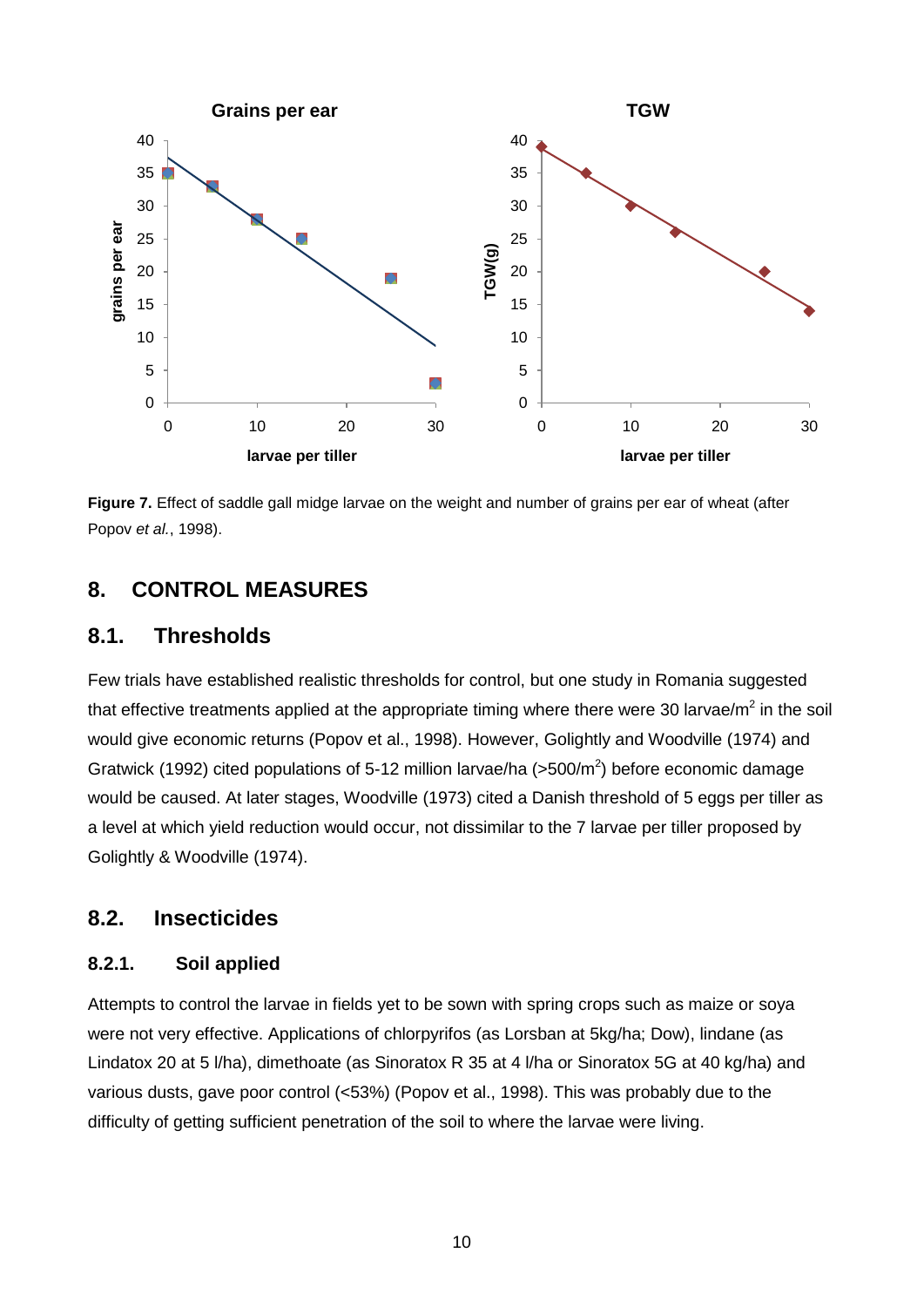**Figure 7.** Effect of saddle gall midge larvae on the weight and number of grains per ear of wheat (after Popov *et al.*, 1998).

## 8. CONTROL MEASURES

### 8.1. Thresholds

Few trials have established realistic thresholds for control, but one study in Romania suggested that effective treatments applied at the appropriate timing where there were 30 larvae/m$^2$ in the soil would give economic returns (Popov et al., 1998). However, Golightly and Woodville (1974) and Gratwick (1992) cited populations of 5-12 million larvae/ha (>500/m$^2$) before economic damage would be caused. At later stages, Woodville (1973) cited a Danish threshold of 5 eggs per tiller as a level at which yield reduction would occur, not dissimilar to the 7 larvae per tiller proposed by Golightly & Woodville (1974).

### 8.2. Insecticides

#### 8.2.1. Soil applied

Attempts to control the larvae in fields yet to be sown with spring crops such as maize or soya were not very effective. Applications of chlorpyrifos (as Lorsban at 5kg/ha; Dow), lindane (as Lindatox 20 at 5 l/ha), dimethoate (as Sinoratox R 35 at 4 l/ha or Sinoratox 5G at 40 kg/ha) and various dusts, gave poor control (<53%) (Popov et al., 1998). This was probably due to the difficulty of getting sufficient penetration of the soil to where the larvae were living.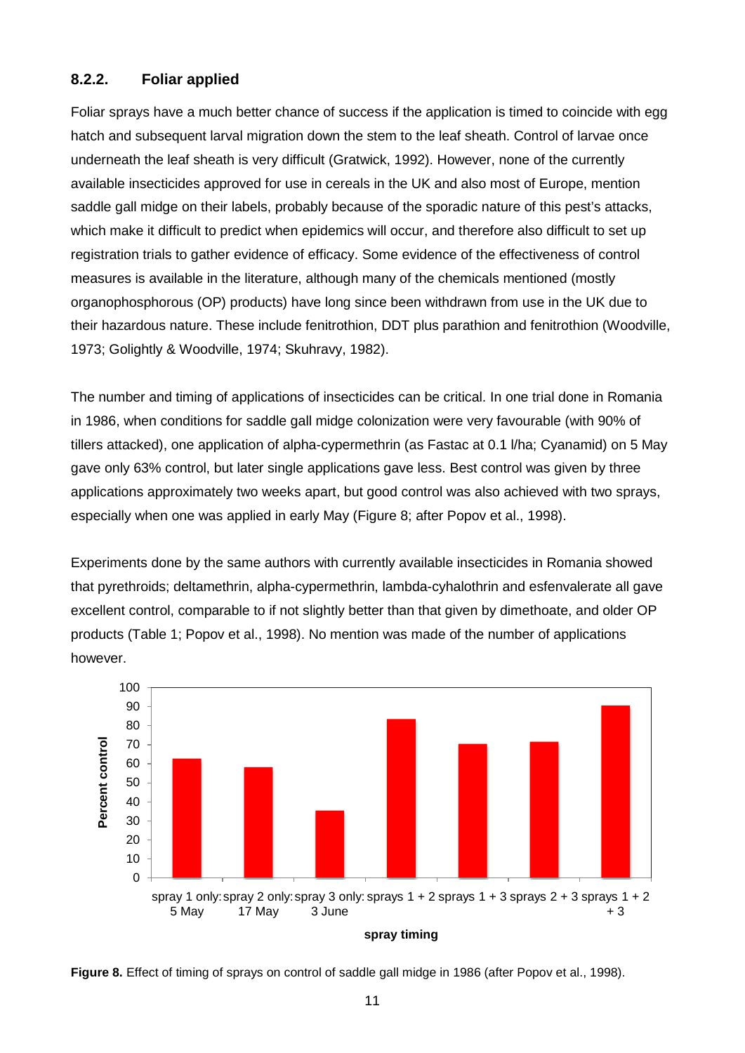### 8.2.2. Foliar applied

Foliar sprays have a much better chance of success if the application is timed to coincide with egg hatch and subsequent larval migration down the stem to the leaf sheath. Control of larvae once underneath the leaf sheath is very difficult (Gratwick, 1992). However, none of the currently available insecticides approved for use in cereals in the UK and also most of Europe, mention saddle gall midge on their labels, probably because of the sporadic nature of this pest's attacks, which make it difficult to predict when epidemics will occur, and therefore also difficult to set up registration trials to gather evidence of efficacy. Some evidence of the effectiveness of control measures is available in the literature, although many of the chemicals mentioned (mostly organophosphorous (OP) products) have long since been withdrawn from use in the UK due to their hazardous nature. These include fenitrothion, DDT plus parathion and fenitrothion (Woodville, 1973; Golightly & Woodville, 1974; Skuhravy, 1982).

The number and timing of applications of insecticides can be critical. In one trial done in Romania in 1986, when conditions for saddle gall midge colonization were very favourable (with 90% of tillers attacked), one application of alpha-cypermethrin (as Fastac at 0.1 l/ha; Cyanamid) on 5 May gave only 63% control, but later single applications gave less. Best control was given by three applications approximately two weeks apart, but good control was also achieved with two sprays, especially when one was applied in early May (Figure 8; after Popov et al., 1998).

Experiments done by the same authors with currently available insecticides in Romania showed that pyrethroids; deltamethrin, alpha-cypermethrin, lambda-cyhalothrin and esfenvalerate all gave excellent control, comparable to if not slightly better than that given by dimethoate, and older OP products (Table 1; Popov et al., 1998). No mention was made of the number of applications however.

| Spray timing | Percent control |
|---|---|
| spray 1 only: 5 May | 63 |
| spray 2 only: 17 May | 58 |
| spray 3 only: 3 June | 35 |
| sprays 1 + 2 | 83 |
| sprays 1 + 3 | 70 |
| sprays 2 + 3 | 71 |
| sprays 1 + 2 + 3 | 90 |

**Figure 8.** Effect of timing of sprays on control of saddle gall midge in 1986 (after Popov et al., 1998).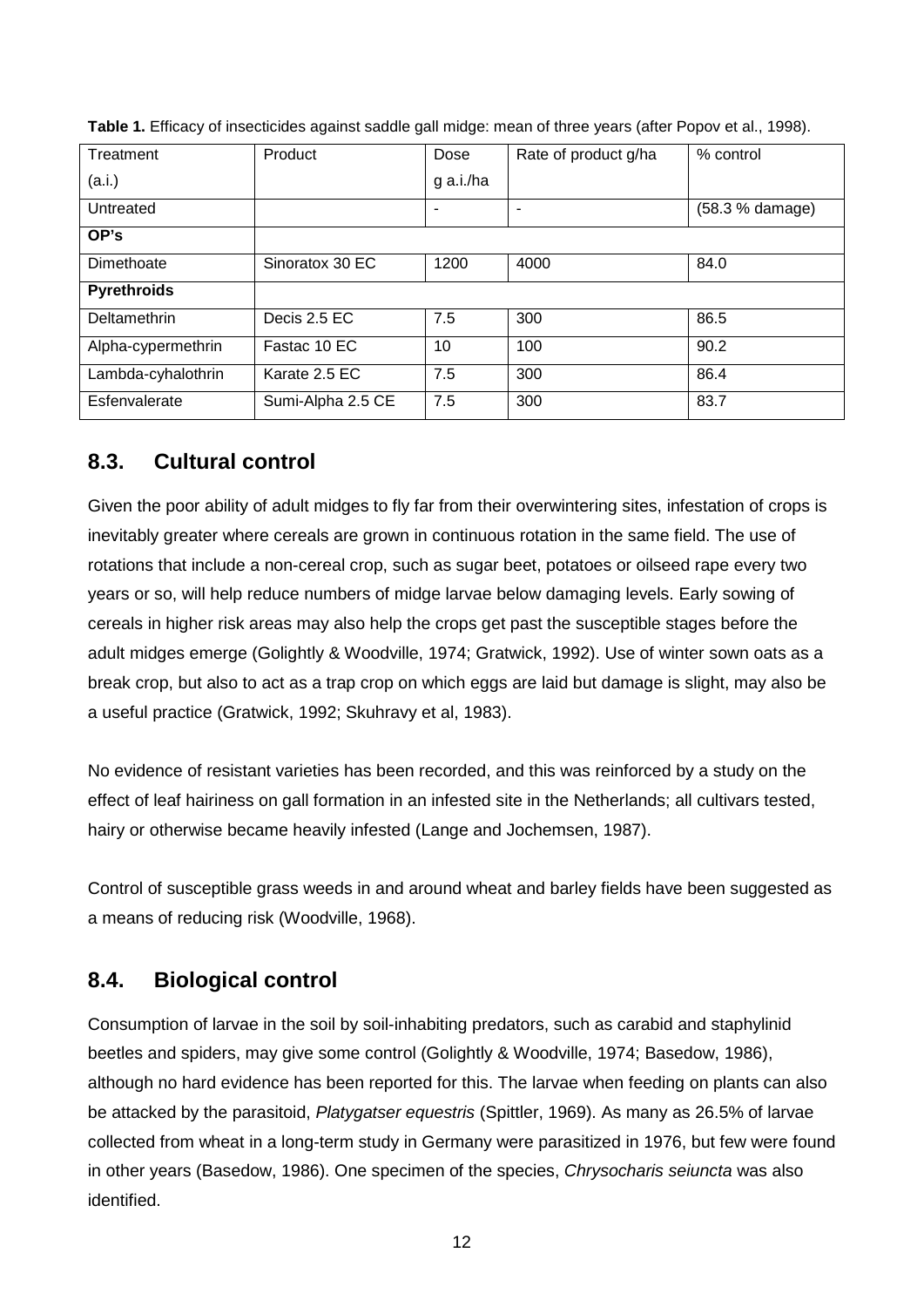**Table 1.** Efficacy of insecticides against saddle gall midge: mean of three years (after Popov et al., 1998).

| Treatment (a.i.) | Product | Dose g a.i./ha | Rate of product g/ha | % control |
|---|---|---|---|---|
| Untreated | | - | - | (58.3 % damage) |
| **OP's** | | | | |
| Dimethoate | Sinoratox 30 EC | 1200 | 4000 | 84.0 |
| **Pyrethroids** | | | | |
| Deltamethrin | Decis 2.5 EC | 7.5 | 300 | 86.5 |
| Alpha-cypermethrin | Fastac 10 EC | 10 | 100 | 90.2 |
| Lambda-cyhalothrin | Karate 2.5 EC | 7.5 | 300 | 86.4 |
| Esfenvalerate | Sumi-Alpha 2.5 CE | 7.5 | 300 | 83.7 |

## 8.3. Cultural control

Given the poor ability of adult midges to fly far from their overwintering sites, infestation of crops is inevitably greater where cereals are grown in continuous rotation in the same field. The use of rotations that include a non-cereal crop, such as sugar beet, potatoes or oilseed rape every two years or so, will help reduce numbers of midge larvae below damaging levels. Early sowing of cereals in higher risk areas may also help the crops get past the susceptible stages before the adult midges emerge (Golightly & Woodville, 1974; Gratwick, 1992). Use of winter sown oats as a break crop, but also to act as a trap crop on which eggs are laid but damage is slight, may also be a useful practice (Gratwick, 1992; Skuhravy et al, 1983).

No evidence of resistant varieties has been recorded, and this was reinforced by a study on the effect of leaf hairiness on gall formation in an infested site in the Netherlands; all cultivars tested, hairy or otherwise became heavily infested (Lange and Jochemsen, 1987).

Control of susceptible grass weeds in and around wheat and barley fields have been suggested as a means of reducing risk (Woodville, 1968).

## 8.4. Biological control

Consumption of larvae in the soil by soil-inhabiting predators, such as carabid and staphylinid beetles and spiders, may give some control (Golightly & Woodville, 1974; Basedow, 1986), although no hard evidence has been reported for this. The larvae when feeding on plants can also be attacked by the parasitoid, *Platygatser equestris* (Spittler, 1969). As many as 26.5% of larvae collected from wheat in a long-term study in Germany were parasitized in 1976, but few were found in other years (Basedow, 1986). One specimen of the species, *Chrysocharis seiuncta* was also identified.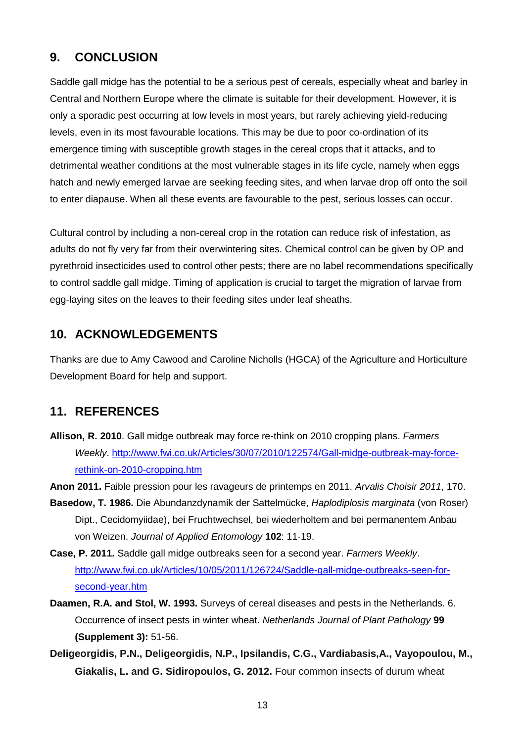## 9. CONCLUSION

Saddle gall midge has the potential to be a serious pest of cereals, especially wheat and barley in Central and Northern Europe where the climate is suitable for their development. However, it is only a sporadic pest occurring at low levels in most years, but rarely achieving yield-reducing levels, even in its most favourable locations. This may be due to poor co-ordination of its emergence timing with susceptible growth stages in the cereal crops that it attacks, and to detrimental weather conditions at the most vulnerable stages in its life cycle, namely when eggs hatch and newly emerged larvae are seeking feeding sites, and when larvae drop off onto the soil to enter diapause. When all these events are favourable to the pest, serious losses can occur.

Cultural control by including a non-cereal crop in the rotation can reduce risk of infestation, as adults do not fly very far from their overwintering sites. Chemical control can be given by OP and pyrethroid insecticides used to control other pests; there are no label recommendations specifically to control saddle gall midge. Timing of application is crucial to target the migration of larvae from egg-laying sites on the leaves to their feeding sites under leaf sheaths.

## 10. ACKNOWLEDGEMENTS

Thanks are due to Amy Cawood and Caroline Nicholls (HGCA) of the Agriculture and Horticulture Development Board for help and support.

## 11. REFERENCES

**Allison, R. 2010**. Gall midge outbreak may force re-think on 2010 cropping plans. *Farmers Weekly*. http://www.fwi.co.uk/Articles/30/07/2010/122574/Gall-midge-outbreak-may-force-rethink-on-2010-cropping.htm

**Anon 2011.** Faible pression pour les ravageurs de printemps en 2011. *Arvalis Choisir 2011*, 170.

**Basedow, T. 1986.** Die Abundanzdynamik der Sattelmücke, *Haplodiplosis marginata* (von Roser) Dipt., Cecidomyiidae), bei Fruchtwechsel, bei wiederholtem and bei permanentem Anbau von Weizen. *Journal of Applied Entomology* **102**: 11-19.

**Case, P. 2011.** Saddle gall midge outbreaks seen for a second year. *Farmers Weekly*. http://www.fwi.co.uk/Articles/10/05/2011/126724/Saddle-gall-midge-outbreaks-seen-for-second-year.htm

**Daamen, R.A. and Stol, W. 1993.** Surveys of cereal diseases and pests in the Netherlands. 6. Occurrence of insect pests in winter wheat. *Netherlands Journal of Plant Pathology* **99 (Supplement 3):** 51-56.

**Deligeorgidis, P.N., Deligeorgidis, N.P., Ipsilandis, C.G., Vardiabasis,A., Vayopoulou, M., Giakalis, L. and G. Sidiropoulos, G. 2012.** Four common insects of durum wheat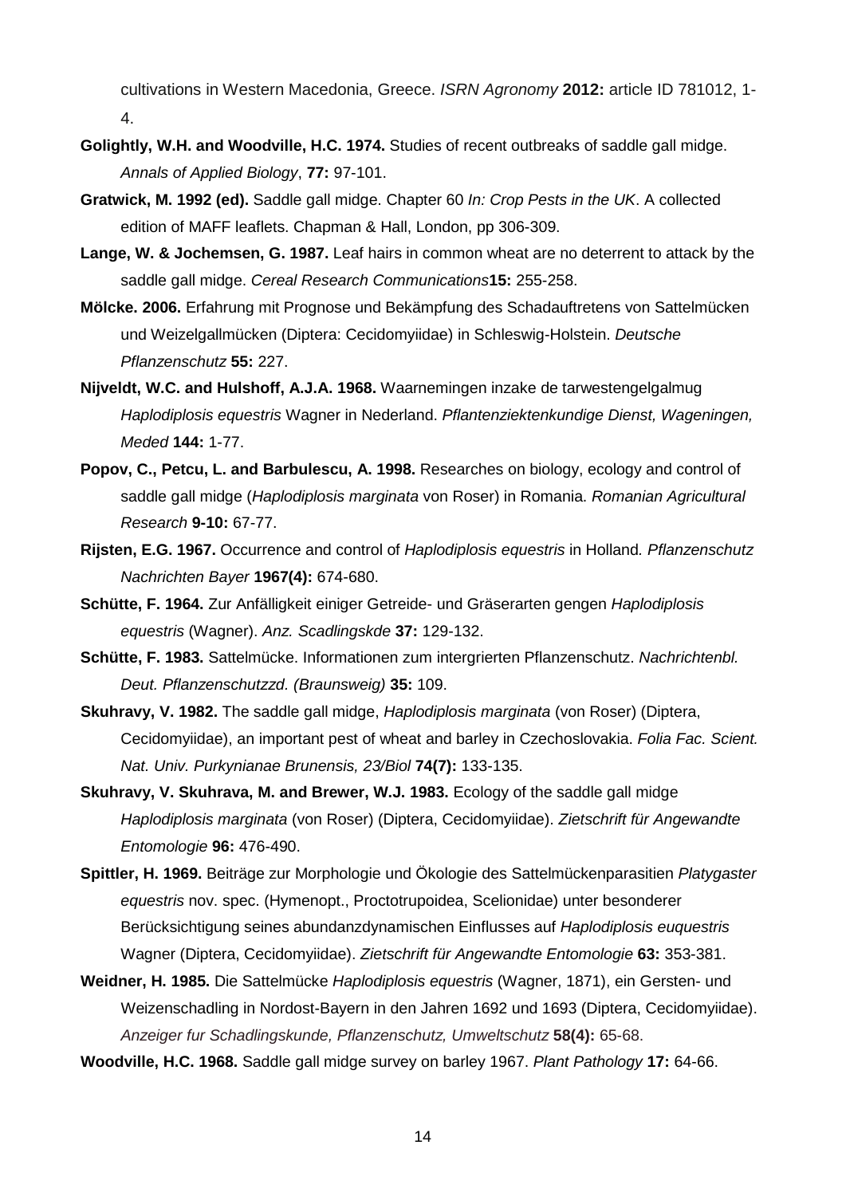cultivations in Western Macedonia, Greece. *ISRN Agronomy* **2012:** article ID 781012, 1-4.

**Golightly, W.H. and Woodville, H.C. 1974.** Studies of recent outbreaks of saddle gall midge. *Annals of Applied Biology*, **77:** 97-101.

**Gratwick, M. 1992 (ed).** Saddle gall midge. Chapter 60 *In: Crop Pests in the UK*. A collected edition of MAFF leaflets. Chapman & Hall, London, pp 306-309.

**Lange, W. & Jochemsen, G. 1987.** Leaf hairs in common wheat are no deterrent to attack by the saddle gall midge. *Cereal Research Communications* **15:** 255-258.

**Mölcke. 2006.** Erfahrung mit Prognose und Bekämpfung des Schadauftretens von Sattelmücken und Weizelgallmücken (Diptera: Cecidomyiidae) in Schleswig-Holstein. *Deutsche Pflanzenschutz* **55:** 227.

**Nijveldt, W.C. and Hulshoff, A.J.A. 1968.** Waarnemingen inzake de tarwestengelgalmug *Haplodiplosis equestris* Wagner in Nederland. *Pflantenziektenkundige Dienst, Wageningen, Meded* **144:** 1-77.

**Popov, C., Petcu, L. and Barbulescu, A. 1998.** Researches on biology, ecology and control of saddle gall midge (*Haplodiplosis marginata* von Roser) in Romania. *Romanian Agricultural Research* **9-10:** 67-77.

**Rijsten, E.G. 1967.** Occurrence and control of *Haplodiplosis equestris* in Holland. *Pflanzenschutz Nachrichten Bayer* **1967(4):** 674-680.

**Schütte, F. 1964.** Zur Anfälligkeit einiger Getreide- und Gräserarten gengen *Haplodiplosis equestris* (Wagner). *Anz. Scadlingskde* **37:** 129-132.

**Schütte, F. 1983.** Sattelmücke. Informationen zum intergrierten Pflanzenschutz. *Nachrichtenbl. Deut. Pflanzenschutzzd. (Braunsweig)* **35:** 109.

**Skuhravy, V. 1982.** The saddle gall midge, *Haplodiplosis marginata* (von Roser) (Diptera, Cecidomyiidae), an important pest of wheat and barley in Czechoslovakia. *Folia Fac. Scient. Nat. Univ. Purkynianae Brunensis, 23/Biol* **74(7):** 133-135.

**Skuhravy, V. Skuhrava, M. and Brewer, W.J. 1983.** Ecology of the saddle gall midge *Haplodiplosis marginata* (von Roser) (Diptera, Cecidomyiidae). *Zietschrift für Angewandte Entomologie* **96:** 476-490.

**Spittler, H. 1969.** Beiträge zur Morphologie und Ökologie des Sattelmückenparasitien *Platygaster equestris* nov. spec. (Hymenopt., Proctotrupoidea, Scelionidae) unter besonderer Berücksichtigung seines abundanzdynamischen Einflusses auf *Haplodiplosis euquestris* Wagner (Diptera, Cecidomyiidae). *Zietschrift für Angewandte Entomologie* **63:** 353-381.

**Weidner, H. 1985.** Die Sattelmücke *Haplodiplosis equestris* (Wagner, 1871), ein Gersten- und Weizenschadling in Nordost-Bayern in den Jahren 1692 und 1693 (Diptera, Cecidomyiidae). *Anzeiger fur Schadlingskunde, Pflanzenschutz, Umweltschutz* **58(4):** 65-68.

**Woodville, H.C. 1968.** Saddle gall midge survey on barley 1967. *Plant Pathology* **17:** 64-66.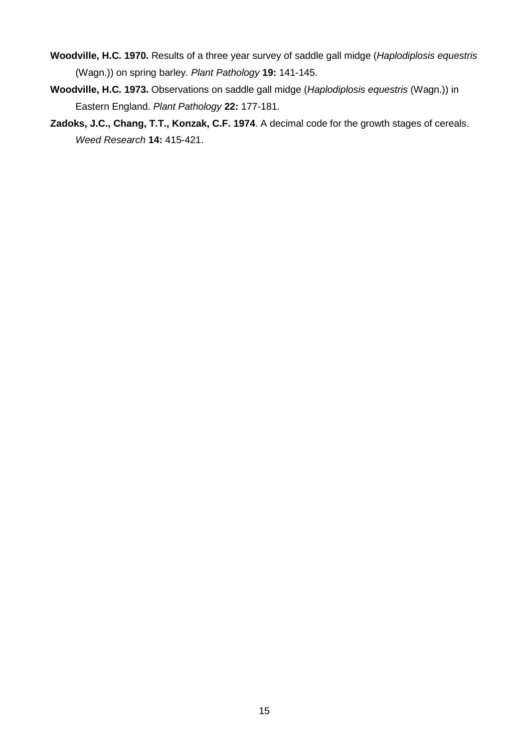**Woodville, H.C. 1970.** Results of a three year survey of saddle gall midge (*Haplodiplosis equestris* (Wagn.)) on spring barley. *Plant Pathology* **19:** 141-145.

**Woodville, H.C. 1973.** Observations on saddle gall midge (*Haplodiplosis equestris* (Wagn.)) in Eastern England. *Plant Pathology* **22:** 177-181.

**Zadoks, J.C., Chang, T.T., Konzak, C.F. 1974**. A decimal code for the growth stages of cereals. *Weed Research* **14:** 415-421.